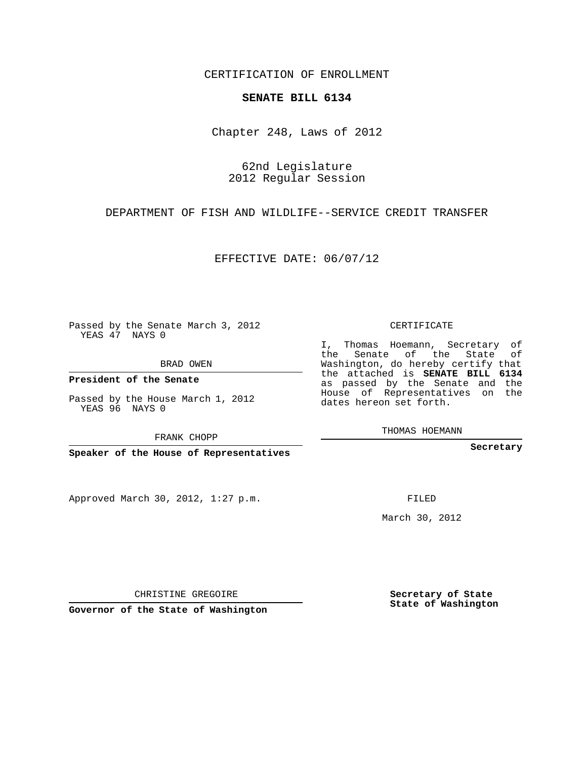CERTIFICATION OF ENROLLMENT

**SENATE BILL 6134**

Chapter 248, Laws of 2012

62nd Legislature
2012 Regular Session

DEPARTMENT OF FISH AND WILDLIFE--SERVICE CREDIT TRANSFER

EFFECTIVE DATE: 06/07/12

Passed by the Senate March 3, 2012
YEAS 47 NAYS 0

BRAD OWEN

**President of the Senate**

Passed by the House March 1, 2012
YEAS 96 NAYS 0

FRANK CHOPP

**Speaker of the House of Representatives**

CERTIFICATE

I, Thomas Hoemann, Secretary of the Senate of the State of Washington, do hereby certify that the attached is **SENATE BILL 6134** as passed by the Senate and the House of Representatives on the dates hereon set forth.

THOMAS HOEMANN

**Secretary**

Approved March 30, 2012, 1:27 p.m.

FILED

March 30, 2012

CHRISTINE GREGOIRE

**Governor of the State of Washington**

**Secretary of State**
**State of Washington**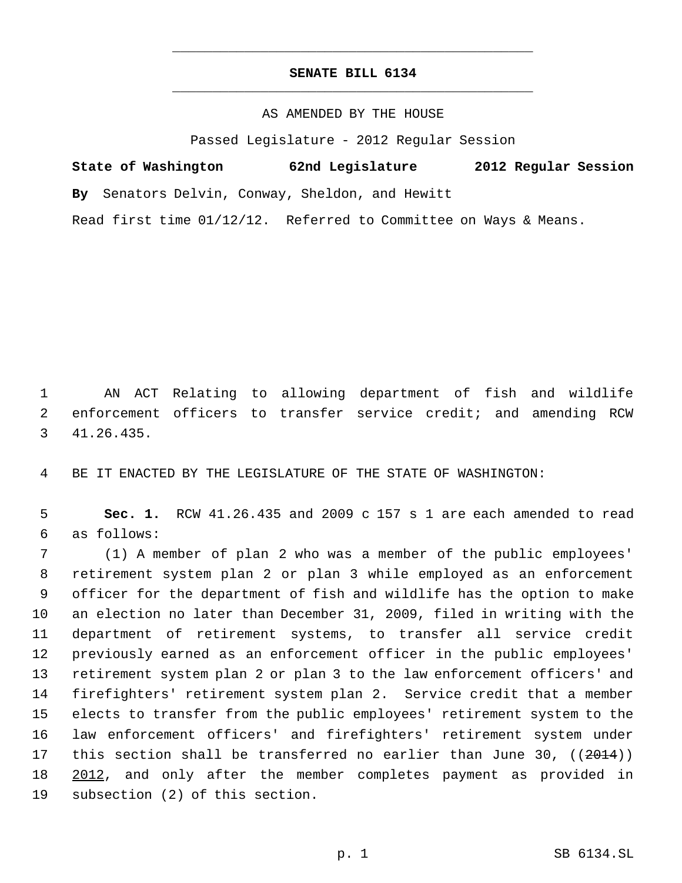# SENATE BILL 6134

AS AMENDED BY THE HOUSE

Passed Legislature - 2012 Regular Session

**State of Washington 62nd Legislature 2012 Regular Session**

**By** Senators Delvin, Conway, Sheldon, and Hewitt

Read first time 01/12/12. Referred to Committee on Ways & Means.

AN ACT Relating to allowing department of fish and wildlife enforcement officers to transfer service credit; and amending RCW 41.26.435.

BE IT ENACTED BY THE LEGISLATURE OF THE STATE OF WASHINGTON:

**Sec. 1.** RCW 41.26.435 and 2009 c 157 s 1 are each amended to read as follows:

(1) A member of plan 2 who was a member of the public employees' retirement system plan 2 or plan 3 while employed as an enforcement officer for the department of fish and wildlife has the option to make an election no later than December 31, 2009, filed in writing with the department of retirement systems, to transfer all service credit previously earned as an enforcement officer in the public employees' retirement system plan 2 or plan 3 to the law enforcement officers' and firefighters' retirement system plan 2. Service credit that a member elects to transfer from the public employees' retirement system to the law enforcement officers' and firefighters' retirement system under this section shall be transferred no earlier than June 30, ((~~2014~~)) <u>2012</u>, and only after the member completes payment as provided in subsection (2) of this section.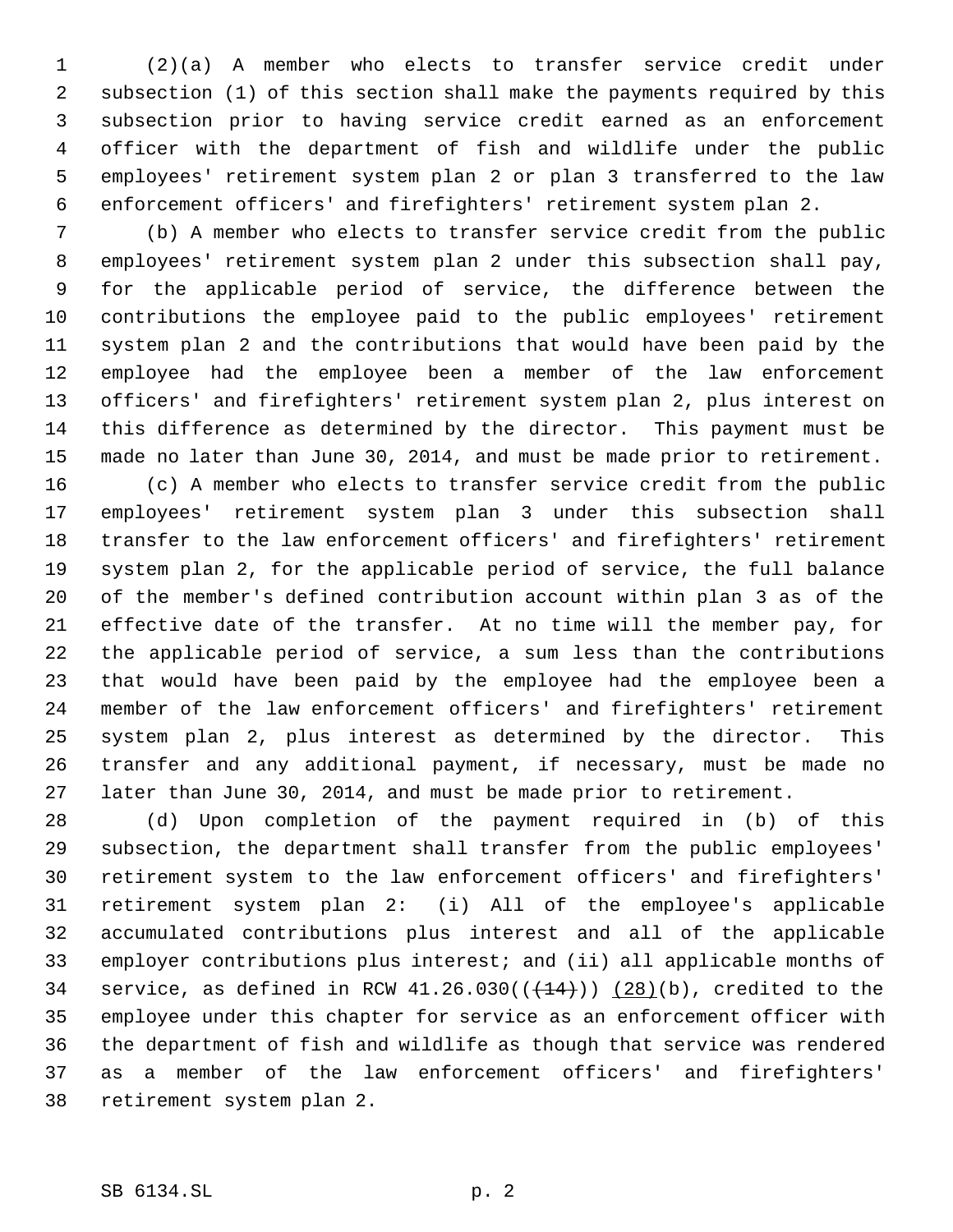(2)(a) A member who elects to transfer service credit under subsection (1) of this section shall make the payments required by this subsection prior to having service credit earned as an enforcement officer with the department of fish and wildlife under the public employees' retirement system plan 2 or plan 3 transferred to the law enforcement officers' and firefighters' retirement system plan 2.

(b) A member who elects to transfer service credit from the public employees' retirement system plan 2 under this subsection shall pay, for the applicable period of service, the difference between the contributions the employee paid to the public employees' retirement system plan 2 and the contributions that would have been paid by the employee had the employee been a member of the law enforcement officers' and firefighters' retirement system plan 2, plus interest on this difference as determined by the director. This payment must be made no later than June 30, 2014, and must be made prior to retirement.

(c) A member who elects to transfer service credit from the public employees' retirement system plan 3 under this subsection shall transfer to the law enforcement officers' and firefighters' retirement system plan 2, for the applicable period of service, the full balance of the member's defined contribution account within plan 3 as of the effective date of the transfer. At no time will the member pay, for the applicable period of service, a sum less than the contributions that would have been paid by the employee had the employee been a member of the law enforcement officers' and firefighters' retirement system plan 2, plus interest as determined by the director. This transfer and any additional payment, if necessary, must be made no later than June 30, 2014, and must be made prior to retirement.

(d) Upon completion of the payment required in (b) of this subsection, the department shall transfer from the public employees' retirement system to the law enforcement officers' and firefighters' retirement system plan 2: (i) All of the employee's applicable accumulated contributions plus interest and all of the applicable employer contributions plus interest; and (ii) all applicable months of service, as defined in RCW 41.26.030((~~(14)~~)) (28)(b), credited to the employee under this chapter for service as an enforcement officer with the department of fish and wildlife as though that service was rendered as a member of the law enforcement officers' and firefighters' retirement system plan 2.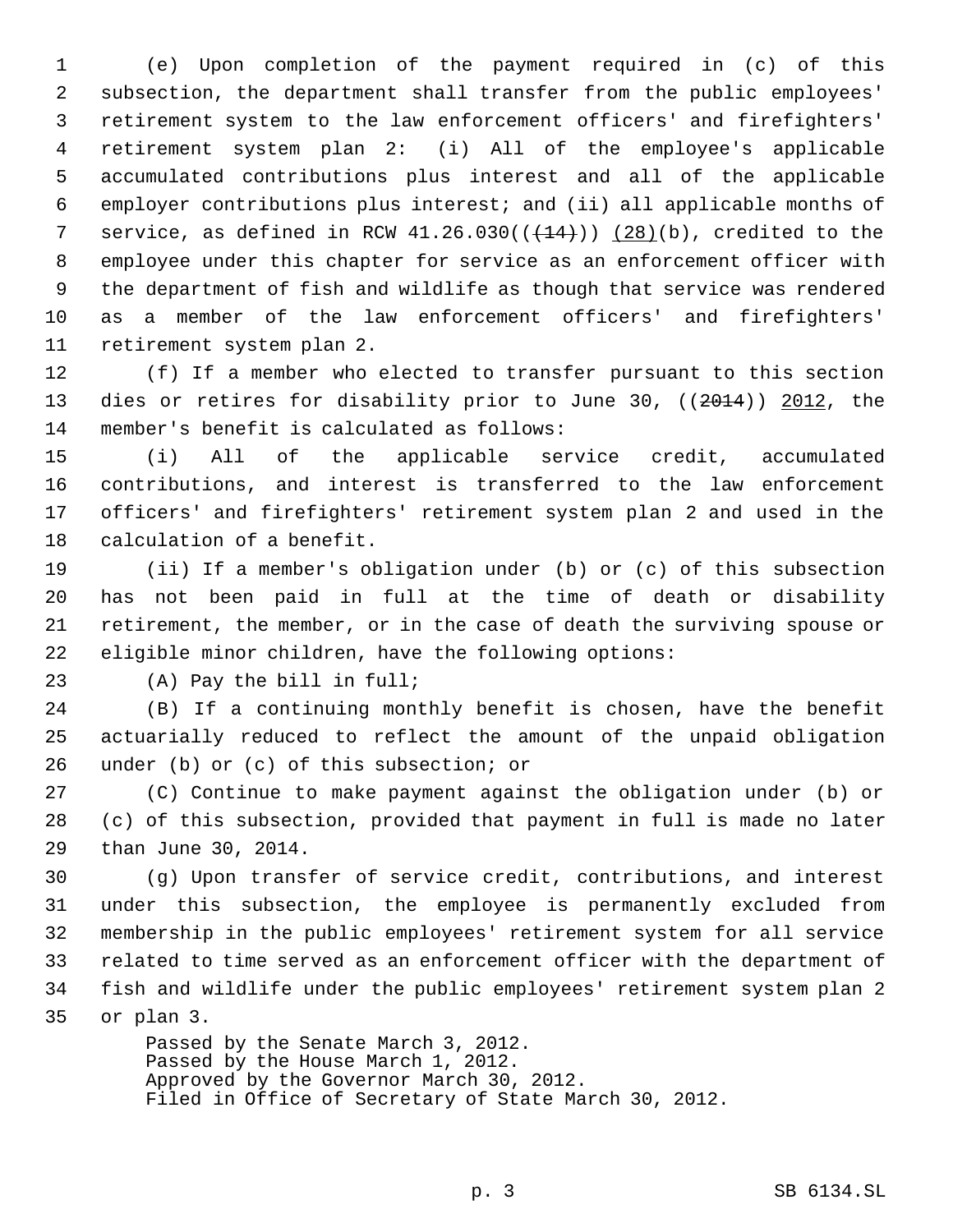(e) Upon completion of the payment required in (c) of this subsection, the department shall transfer from the public employees' retirement system to the law enforcement officers' and firefighters' retirement system plan 2: (i) All of the employee's applicable accumulated contributions plus interest and all of the applicable employer contributions plus interest; and (ii) all applicable months of service, as defined in RCW 41.26.030((~~(14)~~)) (28)(b), credited to the employee under this chapter for service as an enforcement officer with the department of fish and wildlife as though that service was rendered as a member of the law enforcement officers' and firefighters' retirement system plan 2.

(f) If a member who elected to transfer pursuant to this section dies or retires for disability prior to June 30, ((~~2014~~)) 2012, the member's benefit is calculated as follows:

(i) All of the applicable service credit, accumulated contributions, and interest is transferred to the law enforcement officers' and firefighters' retirement system plan 2 and used in the calculation of a benefit.

(ii) If a member's obligation under (b) or (c) of this subsection has not been paid in full at the time of death or disability retirement, the member, or in the case of death the surviving spouse or eligible minor children, have the following options:

(A) Pay the bill in full;

(B) If a continuing monthly benefit is chosen, have the benefit actuarially reduced to reflect the amount of the unpaid obligation under (b) or (c) of this subsection; or

(C) Continue to make payment against the obligation under (b) or (c) of this subsection, provided that payment in full is made no later than June 30, 2014.

(g) Upon transfer of service credit, contributions, and interest under this subsection, the employee is permanently excluded from membership in the public employees' retirement system for all service related to time served as an enforcement officer with the department of fish and wildlife under the public employees' retirement system plan 2 or plan 3.

Passed by the Senate March 3, 2012.
Passed by the House March 1, 2012.
Approved by the Governor March 30, 2012.
Filed in Office of Secretary of State March 30, 2012.